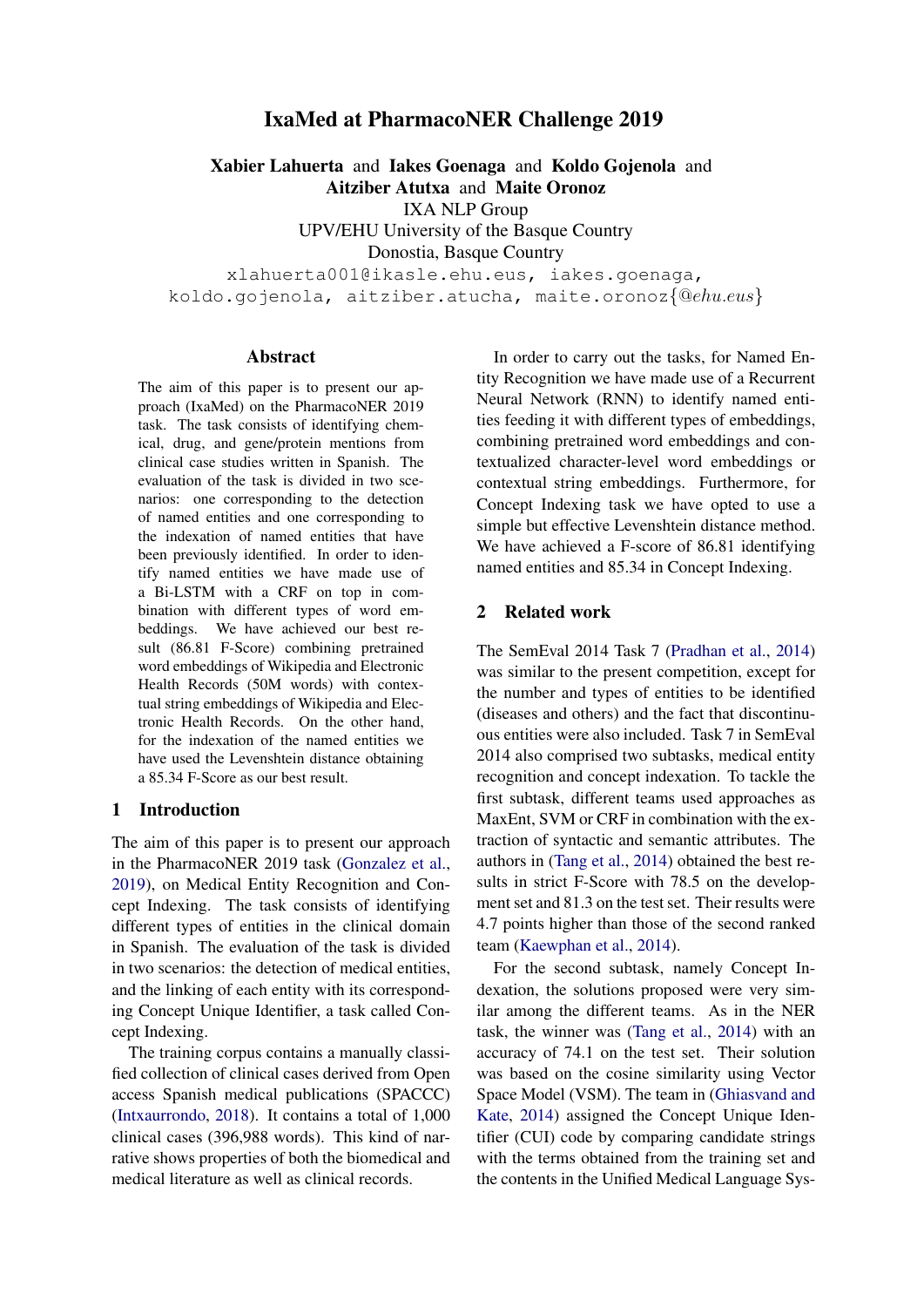# IxaMed at PharmacoNER Challenge 2019

**Xabier Lahuerta** and **Iakes Goenaga** and **Koldo Gojenola** and **Aitziber Atutxa** and **Maite Oronoz**
IXA NLP Group
UPV/EHU University of the Basque Country
Donostia, Basque Country
xlahuerta001@ikasle.ehu.eus, iakes.goenaga, koldo.gojenola, aitziber.atucha, maite.oronoz{@ehu.eus}

## Abstract

The aim of this paper is to present our approach (IxaMed) on the PharmacoNER 2019 task. The task consists of identifying chemical, drug, and gene/protein mentions from clinical case studies written in Spanish. The evaluation of the task is divided in two scenarios: one corresponding to the detection of named entities and one corresponding to the indexation of named entities that have been previously identified. In order to identify named entities we have made use of a Bi-LSTM with a CRF on top in combination with different types of word embeddings. We have achieved our best result (86.81 F-Score) combining pretrained word embeddings of Wikipedia and Electronic Health Records (50M words) with contextual string embeddings of Wikipedia and Electronic Health Records. On the other hand, for the indexation of the named entities we have used the Levenshtein distance obtaining a 85.34 F-Score as our best result.

## 1 Introduction

The aim of this paper is to present our approach in the PharmacoNER 2019 task (Gonzalez et al., 2019), on Medical Entity Recognition and Concept Indexing. The task consists of identifying different types of entities in the clinical domain in Spanish. The evaluation of the task is divided in two scenarios: the detection of medical entities, and the linking of each entity with its corresponding Concept Unique Identifier, a task called Concept Indexing.

The training corpus contains a manually classified collection of clinical cases derived from Open access Spanish medical publications (SPACCC) (Intxaurrondo, 2018). It contains a total of 1,000 clinical cases (396,988 words). This kind of narrative shows properties of both the biomedical and medical literature as well as clinical records.

In order to carry out the tasks, for Named Entity Recognition we have made use of a Recurrent Neural Network (RNN) to identify named entities feeding it with different types of embeddings, combining pretrained word embeddings and contextualized character-level word embeddings or contextual string embeddings. Furthermore, for Concept Indexing task we have opted to use a simple but effective Levenshtein distance method. We have achieved a F-score of 86.81 identifying named entities and 85.34 in Concept Indexing.

## 2 Related work

The SemEval 2014 Task 7 (Pradhan et al., 2014) was similar to the present competition, except for the number and types of entities to be identified (diseases and others) and the fact that discontinuous entities were also included. Task 7 in SemEval 2014 also comprised two subtasks, medical entity recognition and concept indexation. To tackle the first subtask, different teams used approaches as MaxEnt, SVM or CRF in combination with the extraction of syntactic and semantic attributes. The authors in (Tang et al., 2014) obtained the best results in strict F-Score with 78.5 on the development set and 81.3 on the test set. Their results were 4.7 points higher than those of the second ranked team (Kaewphan et al., 2014).

For the second subtask, namely Concept Indexation, the solutions proposed were very similar among the different teams. As in the NER task, the winner was (Tang et al., 2014) with an accuracy of 74.1 on the test set. Their solution was based on the cosine similarity using Vector Space Model (VSM). The team in (Ghiasvand and Kate, 2014) assigned the Concept Unique Identifier (CUI) code by comparing candidate strings with the terms obtained from the training set and the contents in the Unified Medical Language Sys-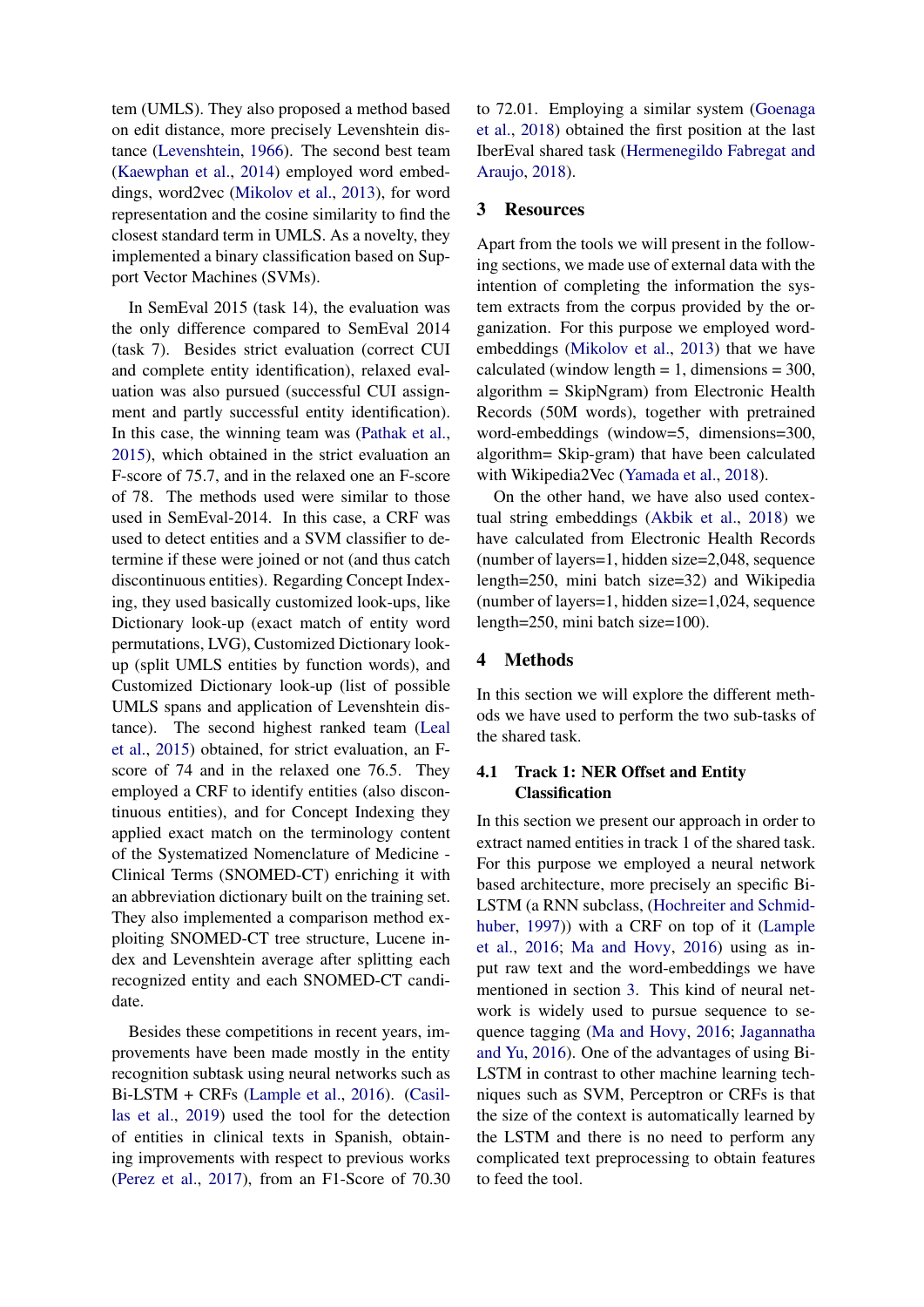tem (UMLS). They also proposed a method based on edit distance, more precisely Levenshtein distance (Levenshtein, 1966). The second best team (Kaewphan et al., 2014) employed word embeddings, word2vec (Mikolov et al., 2013), for word representation and the cosine similarity to find the closest standard term in UMLS. As a novelty, they implemented a binary classification based on Support Vector Machines (SVMs).

In SemEval 2015 (task 14), the evaluation was the only difference compared to SemEval 2014 (task 7). Besides strict evaluation (correct CUI and complete entity identification), relaxed evaluation was also pursued (successful CUI assignment and partly successful entity identification). In this case, the winning team was (Pathak et al., 2015), which obtained in the strict evaluation an F-score of 75.7, and in the relaxed one an F-score of 78. The methods used were similar to those used in SemEval-2014. In this case, a CRF was used to detect entities and a SVM classifier to determine if these were joined or not (and thus catch discontinuous entities). Regarding Concept Indexing, they used basically customized look-ups, like Dictionary look-up (exact match of entity word permutations, LVG), Customized Dictionary look-up (split UMLS entities by function words), and Customized Dictionary look-up (list of possible UMLS spans and application of Levenshtein distance). The second highest ranked team (Leal et al., 2015) obtained, for strict evaluation, an F-score of 74 and in the relaxed one 76.5. They employed a CRF to identify entities (also discontinuous entities), and for Concept Indexing they applied exact match on the terminology content of the Systematized Nomenclature of Medicine - Clinical Terms (SNOMED-CT) enriching it with an abbreviation dictionary built on the training set. They also implemented a comparison method exploiting SNOMED-CT tree structure, Lucene index and Levenshtein average after splitting each recognized entity and each SNOMED-CT candidate.

Besides these competitions in recent years, improvements have been made mostly in the entity recognition subtask using neural networks such as Bi-LSTM + CRFs (Lample et al., 2016). (Casillas et al., 2019) used the tool for the detection of entities in clinical texts in Spanish, obtaining improvements with respect to previous works (Perez et al., 2017), from an F1-Score of 70.30 to 72.01. Employing a similar system (Goenaga et al., 2018) obtained the first position at the last IberEval shared task (Hermenegildo Fabregat and Araujo, 2018).

## 3 Resources

Apart from the tools we will present in the following sections, we made use of external data with the intention of completing the information the system extracts from the corpus provided by the organization. For this purpose we employed word-embeddings (Mikolov et al., 2013) that we have calculated (window length = 1, dimensions = 300, algorithm = SkipNgram) from Electronic Health Records (50M words), together with pretrained word-embeddings (window=5, dimensions=300, algorithm= Skip-gram) that have been calculated with Wikipedia2Vec (Yamada et al., 2018).

On the other hand, we have also used contextual string embeddings (Akbik et al., 2018) we have calculated from Electronic Health Records (number of layers=1, hidden size=2,048, sequence length=250, mini batch size=32) and Wikipedia (number of layers=1, hidden size=1,024, sequence length=250, mini batch size=100).

## 4 Methods

In this section we will explore the different methods we have used to perform the two sub-tasks of the shared task.

### 4.1 Track 1: NER Offset and Entity Classification

In this section we present our approach in order to extract named entities in track 1 of the shared task. For this purpose we employed a neural network based architecture, more precisely an specific Bi-LSTM (a RNN subclass, (Hochreiter and Schmidhuber, 1997)) with a CRF on top of it (Lample et al., 2016; Ma and Hovy, 2016) using as input raw text and the word-embeddings we have mentioned in section 3. This kind of neural network is widely used to pursue sequence to sequence tagging (Ma and Hovy, 2016; Jagannatha and Yu, 2016). One of the advantages of using Bi-LSTM in contrast to other machine learning techniques such as SVM, Perceptron or CRFs is that the size of the context is automatically learned by the LSTM and there is no need to perform any complicated text preprocessing to obtain features to feed the tool.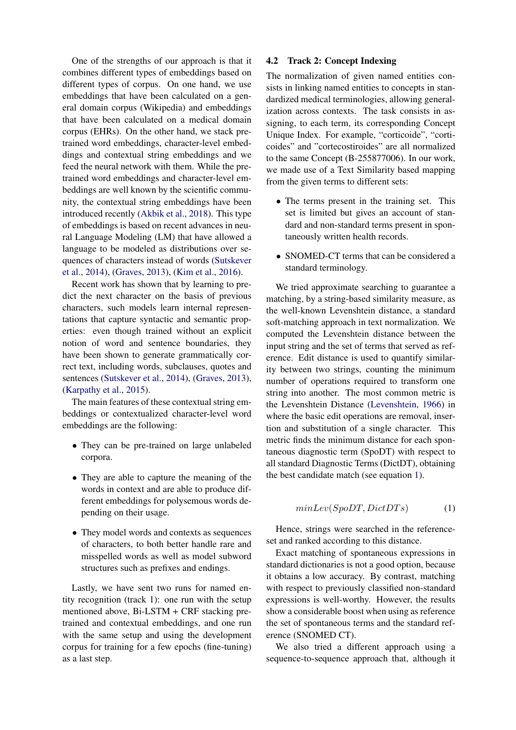One of the strengths of our approach is that it combines different types of embeddings based on different types of corpus. On one hand, we use embeddings that have been calculated on a general domain corpus (Wikipedia) and embeddings that have been calculated on a medical domain corpus (EHRs). On the other hand, we stack pre-trained word embeddings, character-level embeddings and contextual string embeddings and we feed the neural network with them. While the pre-trained word embeddings and character-level embeddings are well known by the scientific community, the contextual string embeddings have been introduced recently (Akbik et al., 2018). This type of embeddings is based on recent advances in neural Language Modeling (LM) that have allowed a language to be modeled as distributions over sequences of characters instead of words (Sutskever et al., 2014), (Graves, 2013), (Kim et al., 2016).

Recent work has shown that by learning to predict the next character on the basis of previous characters, such models learn internal representations that capture syntactic and semantic properties: even though trained without an explicit notion of word and sentence boundaries, they have been shown to generate grammatically correct text, including words, subclauses, quotes and sentences (Sutskever et al., 2014), (Graves, 2013), (Karpathy et al., 2015).

The main features of these contextual string embeddings or contextualized character-level word embeddings are the following:

- They can be pre-trained on large unlabeled corpora.
- They are able to capture the meaning of the words in context and are able to produce different embeddings for polysemous words depending on their usage.
- They model words and contexts as sequences of characters, to both better handle rare and misspelled words as well as model subword structures such as prefixes and endings.

Lastly, we have sent two runs for named entity recognition (track 1): one run with the setup mentioned above, Bi-LSTM + CRF stacking pre-trained and contextual embeddings, and one run with the same setup and using the development corpus for training for a few epochs (fine-tuning) as a last step.

## 4.2 Track 2: Concept Indexing

The normalization of given named entities consists in linking named entities to concepts in standardized medical terminologies, allowing generalization across contexts. The task consists in assigning, to each term, its corresponding Concept Unique Index. For example, "corticoide", "corticoides" and "cortecostiroides" are all normalized to the same Concept (B-255877006). In our work, we made use of a Text Similarity based mapping from the given terms to different sets:

- The terms present in the training set. This set is limited but gives an account of standard and non-standard terms present in spontaneously written health records.
- SNOMED-CT terms that can be considered a standard terminology.

We tried approximate searching to guarantee a matching, by a string-based similarity measure, as the well-known Levenshtein distance, a standard soft-matching approach in text normalization. We computed the Levenshtein distance between the input string and the set of terms that served as reference. Edit distance is used to quantify similarity between two strings, counting the minimum number of operations required to transform one string into another. The most common metric is the Levenshtein Distance (Levenshtein, 1966) in where the basic edit operations are removal, insertion and substitution of a single character. This metric finds the minimum distance for each spontaneous diagnostic term (SpoDT) with respect to all standard Diagnostic Terms (DictDT), obtaining the best candidate match (see equation 1).

$$minLev(SpoDT, DictDTs) \tag{1}$$

Hence, strings were searched in the reference-set and ranked according to this distance.

Exact matching of spontaneous expressions in standard dictionaries is not a good option, because it obtains a low accuracy. By contrast, matching with respect to previously classified non-standard expressions is well-worthy. However, the results show a considerable boost when using as reference the set of spontaneous terms and the standard reference (SNOMED CT).

We also tried a different approach using a sequence-to-sequence approach that, although it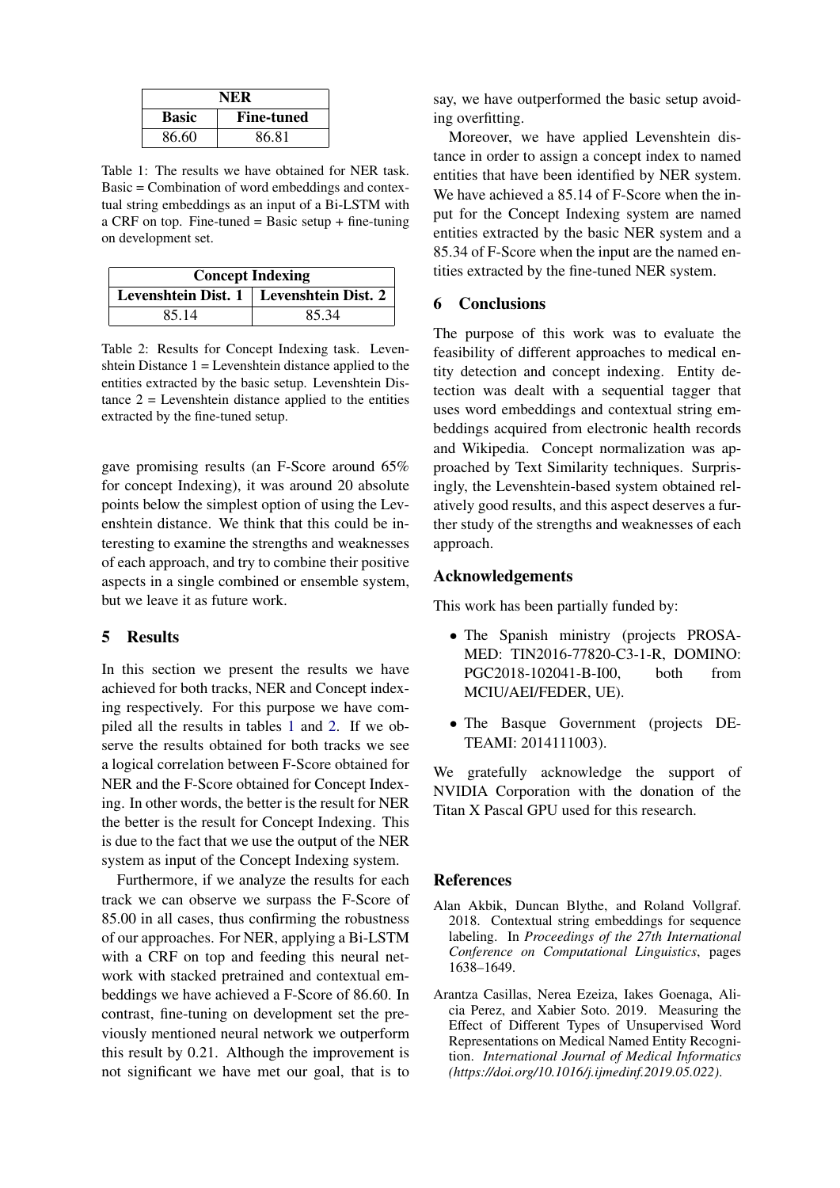| NER | |
|---|---|
| **Basic** | **Fine-tuned** |
| 86.60 | 86.81 |

Table 1: The results we have obtained for NER task. Basic = Combination of word embeddings and contextual string embeddings as an input of a Bi-LSTM with a CRF on top. Fine-tuned = Basic setup + fine-tuning on development set.

| Concept Indexing | |
|---|---|
| **Levenshtein Dist. 1** | **Levenshtein Dist. 2** |
| 85.14 | 85.34 |

Table 2: Results for Concept Indexing task. Levenshtein Distance 1 = Levenshtein distance applied to the entities extracted by the basic setup. Levenshtein Distance 2 = Levenshtein distance applied to the entities extracted by the fine-tuned setup.

gave promising results (an F-Score around 65% for concept Indexing), it was around 20 absolute points below the simplest option of using the Levenshtein distance. We think that this could be interesting to examine the strengths and weaknesses of each approach, and try to combine their positive aspects in a single combined or ensemble system, but we leave it as future work.

## 5 Results

In this section we present the results we have achieved for both tracks, NER and Concept indexing respectively. For this purpose we have compiled all the results in tables 1 and 2. If we observe the results obtained for both tracks we see a logical correlation between F-Score obtained for NER and the F-Score obtained for Concept Indexing. In other words, the better is the result for NER the better is the result for Concept Indexing. This is due to the fact that we use the output of the NER system as input of the Concept Indexing system.

Furthermore, if we analyze the results for each track we can observe we surpass the F-Score of 85.00 in all cases, thus confirming the robustness of our approaches. For NER, applying a Bi-LSTM with a CRF on top and feeding this neural network with stacked pretrained and contextual embeddings we have achieved a F-Score of 86.60. In contrast, fine-tuning on development set the previously mentioned neural network we outperform this result by 0.21. Although the improvement is not significant we have met our goal, that is to say, we have outperformed the basic setup avoiding overfitting.

Moreover, we have applied Levenshtein distance in order to assign a concept index to named entities that have been identified by NER system. We have achieved a 85.14 of F-Score when the input for the Concept Indexing system are named entities extracted by the basic NER system and a 85.34 of F-Score when the input are the named entities extracted by the fine-tuned NER system.

## 6 Conclusions

The purpose of this work was to evaluate the feasibility of different approaches to medical entity detection and concept indexing. Entity detection was dealt with a sequential tagger that uses word embeddings and contextual string embeddings acquired from electronic health records and Wikipedia. Concept normalization was approached by Text Similarity techniques. Surprisingly, the Levenshtein-based system obtained relatively good results, and this aspect deserves a further study of the strengths and weaknesses of each approach.

## Acknowledgements

This work has been partially funded by:

- The Spanish ministry (projects PROSA-MED: TIN2016-77820-C3-1-R, DOMINO: PGC2018-102041-B-I00, both from MCIU/AEI/FEDER, UE).
- The Basque Government (projects DETEAMI: 2014111003).

We gratefully acknowledge the support of NVIDIA Corporation with the donation of the Titan X Pascal GPU used for this research.

## References

Alan Akbik, Duncan Blythe, and Roland Vollgraf. 2018. Contextual string embeddings for sequence labeling. In *Proceedings of the 27th International Conference on Computational Linguistics*, pages 1638–1649.

Arantza Casillas, Nerea Ezeiza, Iakes Goenaga, Alicia Perez, and Xabier Soto. 2019. Measuring the Effect of Different Types of Unsupervised Word Representations on Medical Named Entity Recognition. *International Journal of Medical Informatics (https://doi.org/10.1016/j.ijmedinf.2019.05.022).*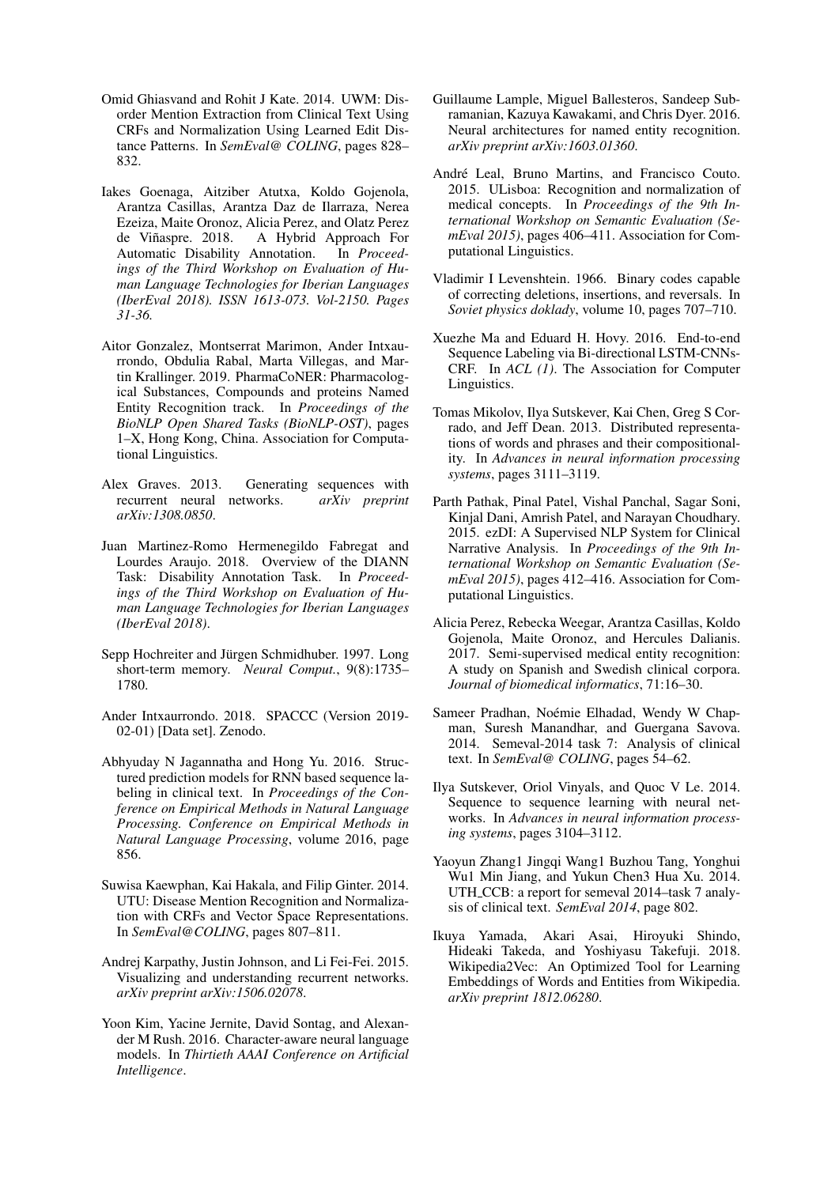Omid Ghiasvand and Rohit J Kate. 2014. UWM: Disorder Mention Extraction from Clinical Text Using CRFs and Normalization Using Learned Edit Distance Patterns. In *SemEval@ COLING*, pages 828–832.

Iakes Goenaga, Aitziber Atutxa, Koldo Gojenola, Arantza Casillas, Arantza Daz de Ilarraza, Nerea Ezeiza, Maite Oronoz, Alicia Perez, and Olatz Perez de Viñaspre. 2018. A Hybrid Approach For Automatic Disability Annotation. In *Proceedings of the Third Workshop on Evaluation of Human Language Technologies for Iberian Languages (IberEval 2018). ISSN 1613-073. Vol-2150. Pages 31-36.*

Aitor Gonzalez, Montserrat Marimon, Ander Intxaurrondo, Obdulia Rabal, Marta Villegas, and Martin Krallinger. 2019. PharmaCoNER: Pharmacological Substances, Compounds and proteins Named Entity Recognition track. In *Proceedings of the BioNLP Open Shared Tasks (BioNLP-OST)*, pages 1–X, Hong Kong, China. Association for Computational Linguistics.

Alex Graves. 2013. Generating sequences with recurrent neural networks. *arXiv preprint arXiv:1308.0850*.

Juan Martinez-Romo Hermenegildo Fabregat and Lourdes Araujo. 2018. Overview of the DIANN Task: Disability Annotation Task. In *Proceedings of the Third Workshop on Evaluation of Human Language Technologies for Iberian Languages (IberEval 2018)*.

Sepp Hochreiter and Jürgen Schmidhuber. 1997. Long short-term memory. *Neural Comput.*, 9(8):1735–1780.

Ander Intxaurrondo. 2018. SPACCC (Version 2019-02-01) [Data set]. Zenodo.

Abhyuday N Jagannatha and Hong Yu. 2016. Structured prediction models for RNN based sequence labeling in clinical text. In *Proceedings of the Conference on Empirical Methods in Natural Language Processing. Conference on Empirical Methods in Natural Language Processing*, volume 2016, page 856.

Suwisa Kaewphan, Kai Hakala, and Filip Ginter. 2014. UTU: Disease Mention Recognition and Normalization with CRFs and Vector Space Representations. In *SemEval@COLING*, pages 807–811.

Andrej Karpathy, Justin Johnson, and Li Fei-Fei. 2015. Visualizing and understanding recurrent networks. *arXiv preprint arXiv:1506.02078*.

Yoon Kim, Yacine Jernite, David Sontag, and Alexander M Rush. 2016. Character-aware neural language models. In *Thirtieth AAAI Conference on Artificial Intelligence*.

Guillaume Lample, Miguel Ballesteros, Sandeep Subramanian, Kazuya Kawakami, and Chris Dyer. 2016. Neural architectures for named entity recognition. *arXiv preprint arXiv:1603.01360*.

André Leal, Bruno Martins, and Francisco Couto. 2015. ULisboa: Recognition and normalization of medical concepts. In *Proceedings of the 9th International Workshop on Semantic Evaluation (SemEval 2015)*, pages 406–411. Association for Computational Linguistics.

Vladimir I Levenshtein. 1966. Binary codes capable of correcting deletions, insertions, and reversals. In *Soviet physics doklady*, volume 10, pages 707–710.

Xuezhe Ma and Eduard H. Hovy. 2016. End-to-end Sequence Labeling via Bi-directional LSTM-CNNs-CRF. In *ACL (1)*. The Association for Computer Linguistics.

Tomas Mikolov, Ilya Sutskever, Kai Chen, Greg S Corrado, and Jeff Dean. 2013. Distributed representations of words and phrases and their compositionality. In *Advances in neural information processing systems*, pages 3111–3119.

Parth Pathak, Pinal Patel, Vishal Panchal, Sagar Soni, Kinjal Dani, Amrish Patel, and Narayan Choudhary. 2015. ezDI: A Supervised NLP System for Clinical Narrative Analysis. In *Proceedings of the 9th International Workshop on Semantic Evaluation (SemEval 2015)*, pages 412–416. Association for Computational Linguistics.

Alicia Perez, Rebecka Weegar, Arantza Casillas, Koldo Gojenola, Maite Oronoz, and Hercules Dalianis. 2017. Semi-supervised medical entity recognition: A study on Spanish and Swedish clinical corpora. *Journal of biomedical informatics*, 71:16–30.

Sameer Pradhan, Noémie Elhadad, Wendy W Chapman, Suresh Manandhar, and Guergana Savova. 2014. Semeval-2014 task 7: Analysis of clinical text. In *SemEval@ COLING*, pages 54–62.

Ilya Sutskever, Oriol Vinyals, and Quoc V Le. 2014. Sequence to sequence learning with neural networks. In *Advances in neural information processing systems*, pages 3104–3112.

Yaoyun Zhang1 Jingqi Wang1 Buzhou Tang, Yonghui Wu1 Min Jiang, and Yukun Chen3 Hua Xu. 2014. UTH_CCB: a report for semeval 2014–task 7 analysis of clinical text. *SemEval 2014*, page 802.

Ikuya Yamada, Akari Asai, Hiroyuki Shindo, Hideaki Takeda, and Yoshiyasu Takefuji. 2018. Wikipedia2Vec: An Optimized Tool for Learning Embeddings of Words and Entities from Wikipedia. *arXiv preprint 1812.06280*.